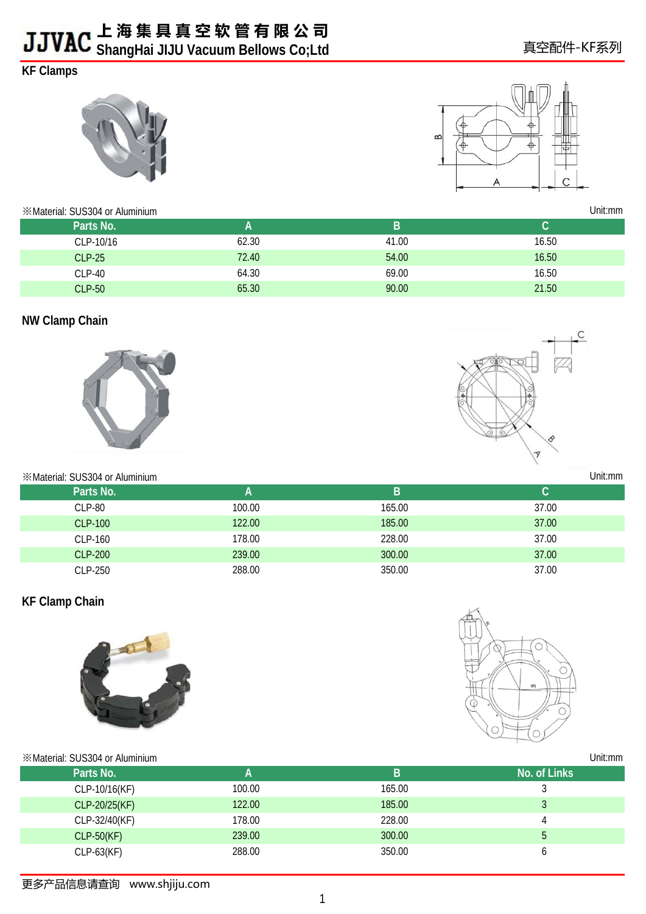# KF Clamps

※Material: SUS304 or Aluminium

Unit:mm

| Parts No. | A | B | C |
|---|---|---|---|
| CLP-10/16 | 62.30 | 41.00 | 16.50 |
| CLP-25 | 72.40 | 54.00 | 16.50 |
| CLP-40 | 64.30 | 69.00 | 16.50 |
| CLP-50 | 65.30 | 90.00 | 21.50 |

# NW Clamp Chain

※Material: SUS304 or Aluminium

Unit:mm

| Parts No. | A | B | C |
|---|---|---|---|
| CLP-80 | 100.00 | 165.00 | 37.00 |
| CLP-100 | 122.00 | 185.00 | 37.00 |
| CLP-160 | 178.00 | 228.00 | 37.00 |
| CLP-200 | 239.00 | 300.00 | 37.00 |
| CLP-250 | 288.00 | 350.00 | 37.00 |

# KF Clamp Chain

※Material: SUS304 or Aluminium

Unit:mm

| Parts No. | A | B | No. of Links |
|---|---|---|---|
| CLP-10/16(KF) | 100.00 | 165.00 | 3 |
| CLP-20/25(KF) | 122.00 | 185.00 | 3 |
| CLP-32/40(KF) | 178.00 | 228.00 | 4 |
| CLP-50(KF) | 239.00 | 300.00 | 5 |
| CLP-63(KF) | 288.00 | 350.00 | 6 |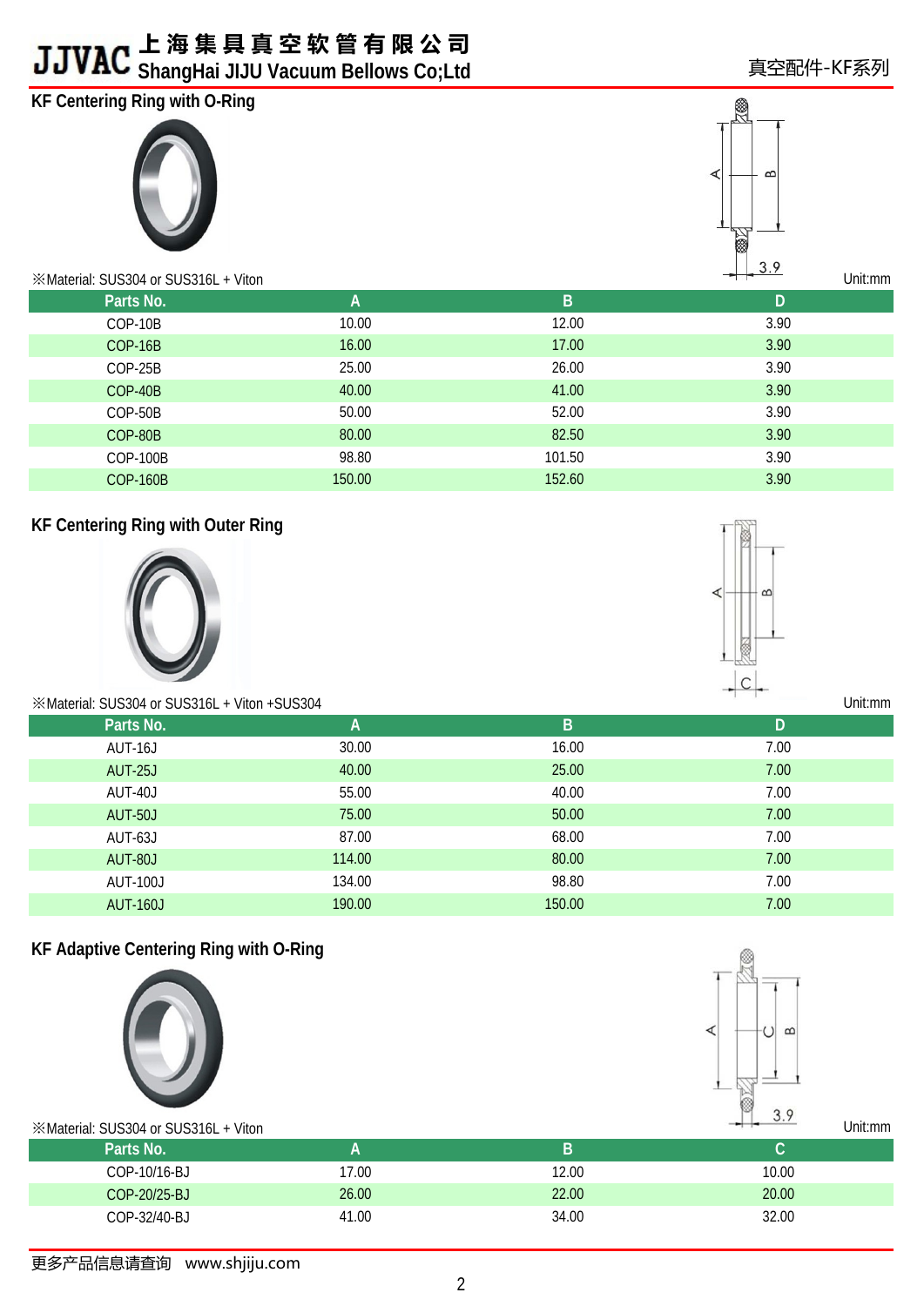# JJVAC 上海集具真空软管有限公司 ShangHai JIJU Vacuum Bellows Co;Ltd

真空配件-KF系列

## KF Centering Ring with O-Ring

※Material: SUS304 or SUS316L + Viton

Unit:mm

| Parts No. | A | B | D |
|---|---|---|---|
| COP-10B | 10.00 | 12.00 | 3.90 |
| COP-16B | 16.00 | 17.00 | 3.90 |
| COP-25B | 25.00 | 26.00 | 3.90 |
| COP-40B | 40.00 | 41.00 | 3.90 |
| COP-50B | 50.00 | 52.00 | 3.90 |
| COP-80B | 80.00 | 82.50 | 3.90 |
| COP-100B | 98.80 | 101.50 | 3.90 |
| COP-160B | 150.00 | 152.60 | 3.90 |

## KF Centering Ring with Outer Ring

※Material: SUS304 or SUS316L + Viton +SUS304

Unit:mm

| Parts No. | A | B | D |
|---|---|---|---|
| AUT-16J | 30.00 | 16.00 | 7.00 |
| AUT-25J | 40.00 | 25.00 | 7.00 |
| AUT-40J | 55.00 | 40.00 | 7.00 |
| AUT-50J | 75.00 | 50.00 | 7.00 |
| AUT-63J | 87.00 | 68.00 | 7.00 |
| AUT-80J | 114.00 | 80.00 | 7.00 |
| AUT-100J | 134.00 | 98.80 | 7.00 |
| AUT-160J | 190.00 | 150.00 | 7.00 |

## KF Adaptive Centering Ring with O-Ring

※Material: SUS304 or SUS316L + Viton

Unit:mm

| Parts No. | A | B | C |
|---|---|---|---|
| COP-10/16-BJ | 17.00 | 12.00 | 10.00 |
| COP-20/25-BJ | 26.00 | 22.00 | 20.00 |
| COP-32/40-BJ | 41.00 | 34.00 | 32.00 |

更多产品信息请查询 www.shjiju.com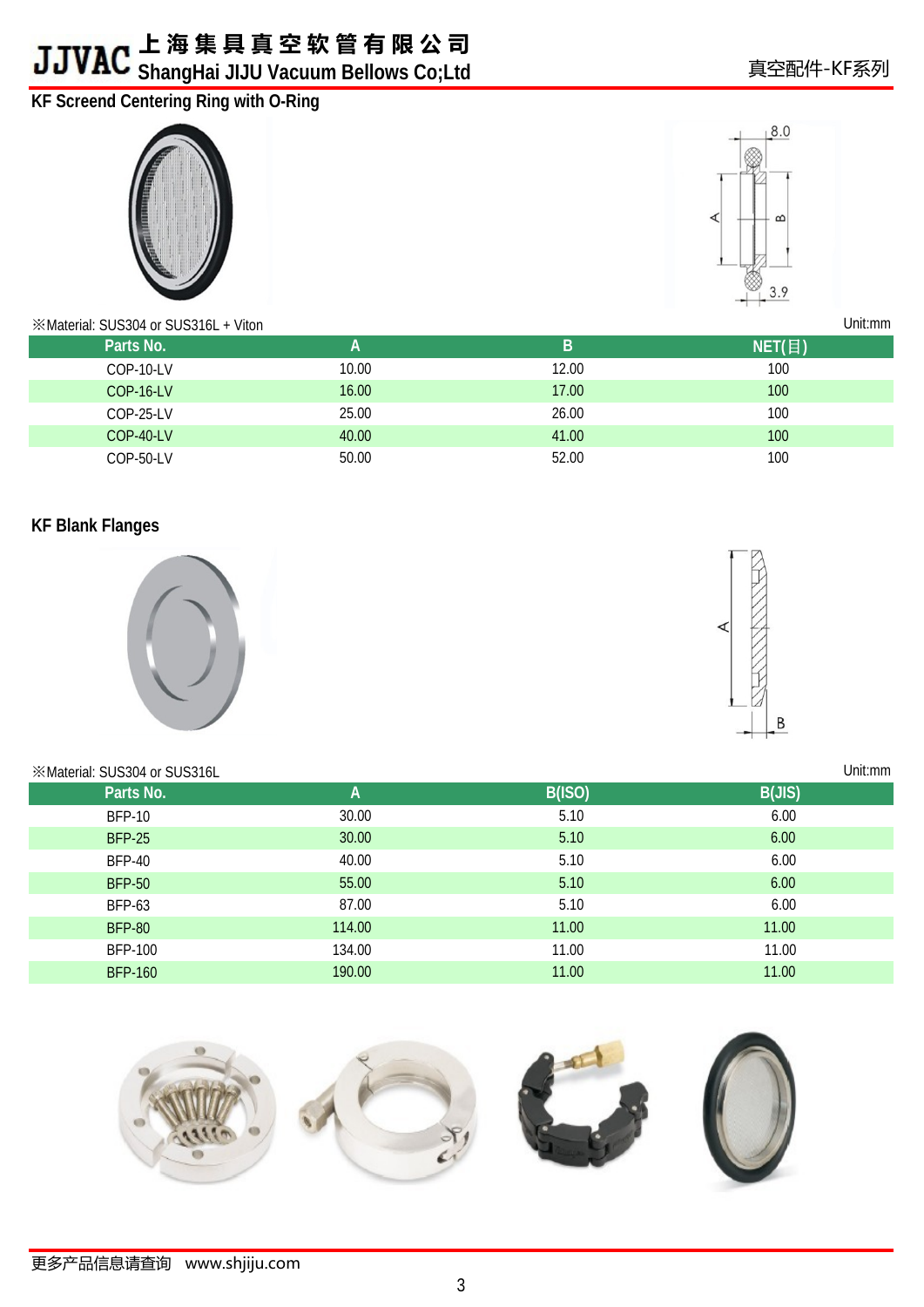## KF Screend Centering Ring with O-Ring

※Material: SUS304 or SUS316L + Viton

Unit:mm

| Parts No. | A | B | NET(目) |
|---|---|---|---|
| COP-10-LV | 10.00 | 12.00 | 100 |
| COP-16-LV | 16.00 | 17.00 | 100 |
| COP-25-LV | 25.00 | 26.00 | 100 |
| COP-40-LV | 40.00 | 41.00 | 100 |
| COP-50-LV | 50.00 | 52.00 | 100 |

## KF Blank Flanges

※Material: SUS304 or SUS316L

Unit:mm

| Parts No. | A | B(ISO) | B(JIS) |
|---|---|---|---|
| BFP-10 | 30.00 | 5.10 | 6.00 |
| BFP-25 | 30.00 | 5.10 | 6.00 |
| BFP-40 | 40.00 | 5.10 | 6.00 |
| BFP-50 | 55.00 | 5.10 | 6.00 |
| BFP-63 | 87.00 | 5.10 | 6.00 |
| BFP-80 | 114.00 | 11.00 | 11.00 |
| BFP-100 | 134.00 | 11.00 | 11.00 |
| BFP-160 | 190.00 | 11.00 | 11.00 |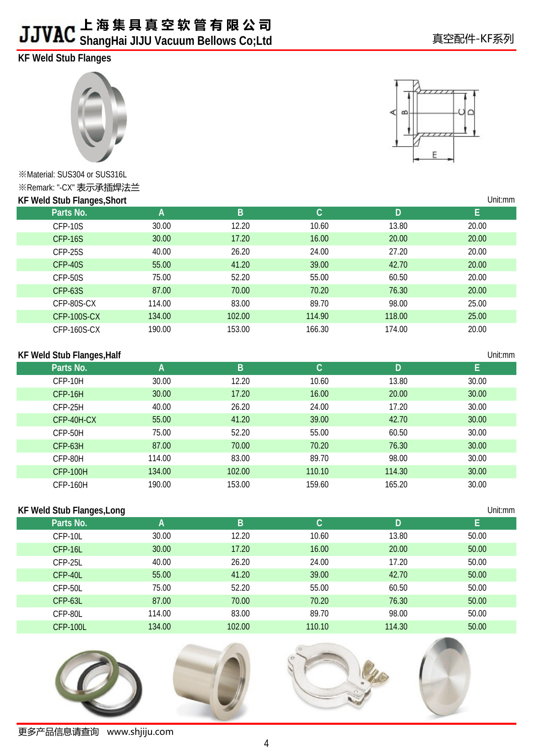## KF Weld Stub Flanges

※Material: SUS304 or SUS316L

※Remark: "-CX" 表示承插焊法兰

### KF Weld Stub Flanges,Short

Unit:mm

| Parts No. | A | B | C | D | E |
|---|---|---|---|---|---|
| CFP-10S | 30.00 | 12.20 | 10.60 | 13.80 | 20.00 |
| CFP-16S | 30.00 | 17.20 | 16.00 | 20.00 | 20.00 |
| CFP-25S | 40.00 | 26.20 | 24.00 | 27.20 | 20.00 |
| CFP-40S | 55.00 | 41.20 | 39.00 | 42.70 | 20.00 |
| CFP-50S | 75.00 | 52.20 | 55.00 | 60.50 | 20.00 |
| CFP-63S | 87.00 | 70.00 | 70.20 | 76.30 | 20.00 |
| CFP-80S-CX | 114.00 | 83.00 | 89.70 | 98.00 | 25.00 |
| CFP-100S-CX | 134.00 | 102.00 | 114.90 | 118.00 | 25.00 |
| CFP-160S-CX | 190.00 | 153.00 | 166.30 | 174.00 | 20.00 |

### KF Weld Stub Flanges,Half

Unit:mm

| Parts No. | A | B | C | D | E |
|---|---|---|---|---|---|
| CFP-10H | 30.00 | 12.20 | 10.60 | 13.80 | 30.00 |
| CFP-16H | 30.00 | 17.20 | 16.00 | 20.00 | 30.00 |
| CFP-25H | 40.00 | 26.20 | 24.00 | 17.20 | 30.00 |
| CFP-40H-CX | 55.00 | 41.20 | 39.00 | 42.70 | 30.00 |
| CFP-50H | 75.00 | 52.20 | 55.00 | 60.50 | 30.00 |
| CFP-63H | 87.00 | 70.00 | 70.20 | 76.30 | 30.00 |
| CFP-80H | 114.00 | 83.00 | 89.70 | 98.00 | 30.00 |
| CFP-100H | 134.00 | 102.00 | 110.10 | 114.30 | 30.00 |
| CFP-160H | 190.00 | 153.00 | 159.60 | 165.20 | 30.00 |

### KF Weld Stub Flanges,Long

Unit:mm

| Parts No. | A | B | C | D | E |
|---|---|---|---|---|---|
| CFP-10L | 30.00 | 12.20 | 10.60 | 13.80 | 50.00 |
| CFP-16L | 30.00 | 17.20 | 16.00 | 20.00 | 50.00 |
| CFP-25L | 40.00 | 26.20 | 24.00 | 17.20 | 50.00 |
| CFP-40L | 55.00 | 41.20 | 39.00 | 42.70 | 50.00 |
| CFP-50L | 75.00 | 52.20 | 55.00 | 60.50 | 50.00 |
| CFP-63L | 87.00 | 70.00 | 70.20 | 76.30 | 50.00 |
| CFP-80L | 114.00 | 83.00 | 89.70 | 98.00 | 50.00 |
| CFP-100L | 134.00 | 102.00 | 110.10 | 114.30 | 50.00 |

更多产品信息请查询 www.shjiju.com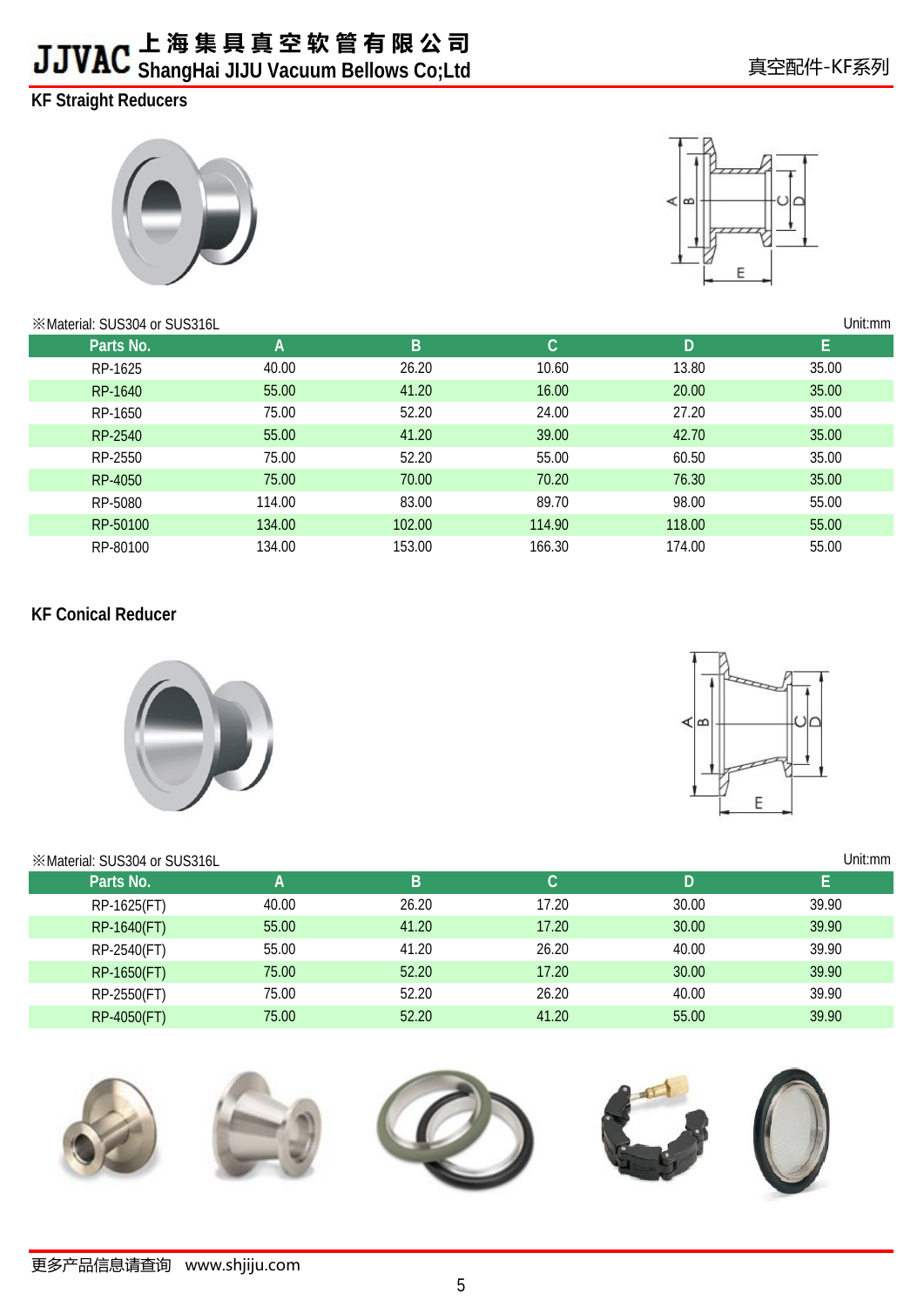## KF Straight Reducers

A B C D E

※Material: SUS304 or SUS316L　　Unit:mm

| Parts No. | A | B | C | D | E |
|---|---|---|---|---|---|
| RP-1625 | 40.00 | 26.20 | 10.60 | 13.80 | 35.00 |
| RP-1640 | 55.00 | 41.20 | 16.00 | 20.00 | 35.00 |
| RP-1650 | 75.00 | 52.20 | 24.00 | 27.20 | 35.00 |
| RP-2540 | 55.00 | 41.20 | 39.00 | 42.70 | 35.00 |
| RP-2550 | 75.00 | 52.20 | 55.00 | 60.50 | 35.00 |
| RP-4050 | 75.00 | 70.00 | 70.20 | 76.30 | 35.00 |
| RP-5080 | 114.00 | 83.00 | 89.70 | 98.00 | 55.00 |
| RP-50100 | 134.00 | 102.00 | 114.90 | 118.00 | 55.00 |
| RP-80100 | 134.00 | 153.00 | 166.30 | 174.00 | 55.00 |

## KF Conical Reducer

A B C D E

※Material: SUS304 or SUS316L　　Unit:mm

| Parts No. | A | B | C | D | E |
|---|---|---|---|---|---|
| RP-1625(FT) | 40.00 | 26.20 | 17.20 | 30.00 | 39.90 |
| RP-1640(FT) | 55.00 | 41.20 | 17.20 | 30.00 | 39.90 |
| RP-2540(FT) | 55.00 | 41.20 | 26.20 | 40.00 | 39.90 |
| RP-1650(FT) | 75.00 | 52.20 | 17.20 | 30.00 | 39.90 |
| RP-2550(FT) | 75.00 | 52.20 | 26.20 | 40.00 | 39.90 |
| RP-4050(FT) | 75.00 | 52.20 | 41.20 | 55.00 | 39.90 |

更多产品信息请查询　www.shjiju.com